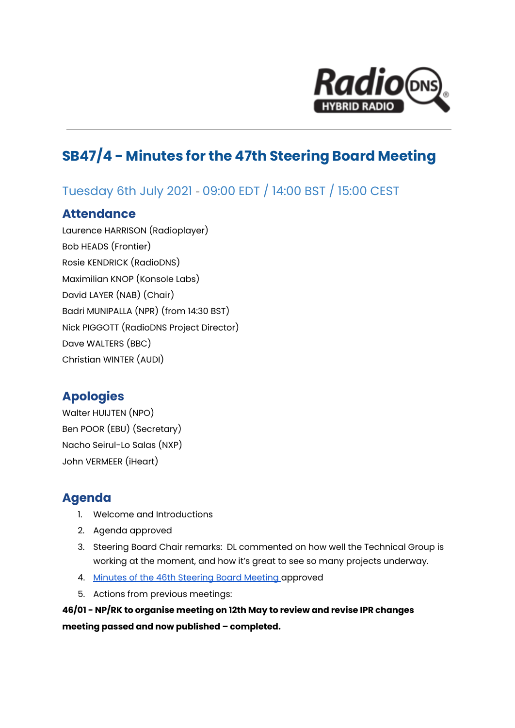# SB47/4 - Minutes for the 47th Steering Board Meeting

## Tuesday 6th July 2021 - 09:00 EDT / 14:00 BST / 15:00 CEST

## Attendance

Laurence HARRISON (Radioplayer)

Bob HEADS (Frontier)

Rosie KENDRICK (RadioDNS)

Maximilian KNOP (Konsole Labs)

David LAYER (NAB) (Chair)

Badri MUNIPALLA (NPR) (from 14:30 BST)

Nick PIGGOTT (RadioDNS Project Director)

Dave WALTERS (BBC)

Christian WINTER (AUDI)

## Apologies

Walter HUIJTEN (NPO)

Ben POOR (EBU) (Secretary)

Nacho Seirul-Lo Salas (NXP)

John VERMEER (iHeart)

## Agenda

1. Welcome and Introductions
2. Agenda approved
3. Steering Board Chair remarks: DL commented on how well the Technical Group is working at the moment, and how it's great to see so many projects underway.
4. Minutes of the 46th Steering Board Meeting approved
5. Actions from previous meetings:

**46/01 - NP/RK to organise meeting on 12th May to review and revise IPR changes meeting passed and now published – completed.**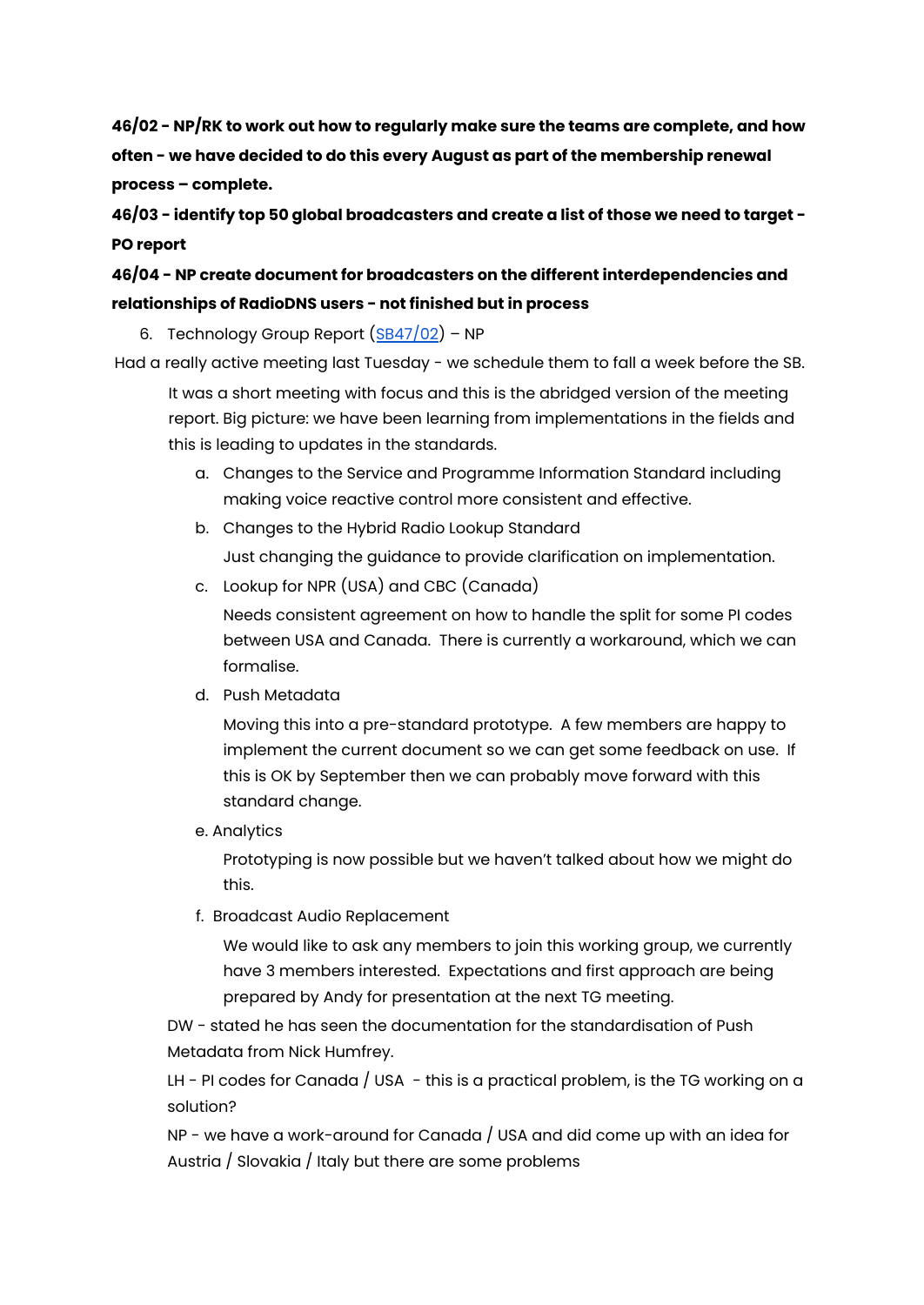**46/02 - NP/RK to work out how to regularly make sure the teams are complete, and how often - we have decided to do this every August as part of the membership renewal process – complete.**

**46/03 - identify top 50 global broadcasters and create a list of those we need to target - PO report**

**46/04 - NP create document for broadcasters on the different interdependencies and relationships of RadioDNS users - not finished but in process**

6. Technology Group Report ([SB47/02]()) – NP

Had a really active meeting last Tuesday - we schedule them to fall a week before the SB.

It was a short meeting with focus and this is the abridged version of the meeting report. Big picture: we have been learning from implementations in the fields and this is leading to updates in the standards.

a. Changes to the Service and Programme Information Standard including making voice reactive control more consistent and effective.

b. Changes to the Hybrid Radio Lookup Standard

   Just changing the guidance to provide clarification on implementation.

c. Lookup for NPR (USA) and CBC (Canada)

   Needs consistent agreement on how to handle the split for some PI codes between USA and Canada. There is currently a workaround, which we can formalise.

d. Push Metadata

   Moving this into a pre-standard prototype. A few members are happy to implement the current document so we can get some feedback on use. If this is OK by September then we can probably move forward with this standard change.

e. Analytics

   Prototyping is now possible but we haven't talked about how we might do this.

f. Broadcast Audio Replacement

   We would like to ask any members to join this working group, we currently have 3 members interested. Expectations and first approach are being prepared by Andy for presentation at the next TG meeting.

DW - stated he has seen the documentation for the standardisation of Push Metadata from Nick Humfrey.

LH - PI codes for Canada / USA - this is a practical problem, is the TG working on a solution?

NP - we have a work-around for Canada / USA and did come up with an idea for Austria / Slovakia / Italy but there are some problems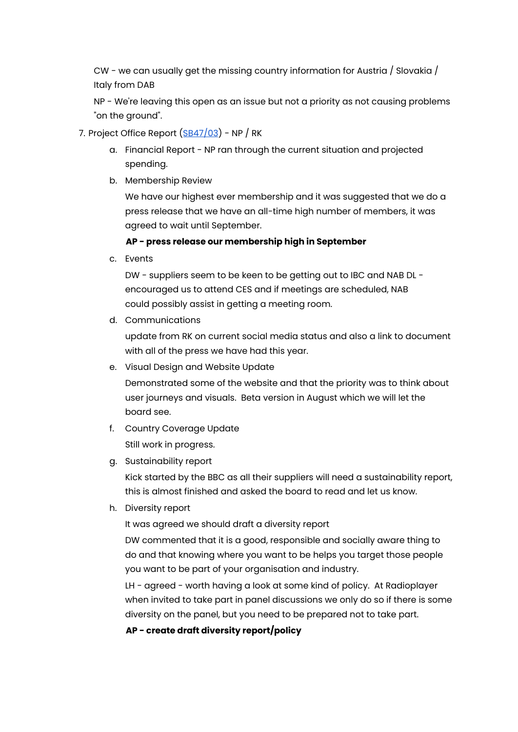CW - we can usually get the missing country information for Austria / Slovakia / Italy from DAB

NP - We're leaving this open as an issue but not a priority as not causing problems "on the ground".

7. Project Office Report ([SB47/03]()) - NP / RK
    a. Financial Report - NP ran through the current situation and projected spending.
    b. Membership Review

        We have our highest ever membership and it was suggested that we do a press release that we have an all-time high number of members, it was agreed to wait until September.

        **AP - press release our membership high in September**
    c. Events

        DW - suppliers seem to be keen to be getting out to IBC and NAB DL - encouraged us to attend CES and if meetings are scheduled, NAB could possibly assist in getting a meeting room.
    d. Communications

        update from RK on current social media status and also a link to document with all of the press we have had this year.
    e. Visual Design and Website Update

        Demonstrated some of the website and that the priority was to think about user journeys and visuals. Beta version in August which we will let the board see.
    f. Country Coverage Update

        Still work in progress.
    g. Sustainability report

        Kick started by the BBC as all their suppliers will need a sustainability report, this is almost finished and asked the board to read and let us know.
    h. Diversity report

        It was agreed we should draft a diversity report

        DW commented that it is a good, responsible and socially aware thing to do and that knowing where you want to be helps you target those people you want to be part of your organisation and industry.

        LH - agreed - worth having a look at some kind of policy. At Radioplayer when invited to take part in panel discussions we only do so if there is some diversity on the panel, but you need to be prepared not to take part.

        **AP - create draft diversity report/policy**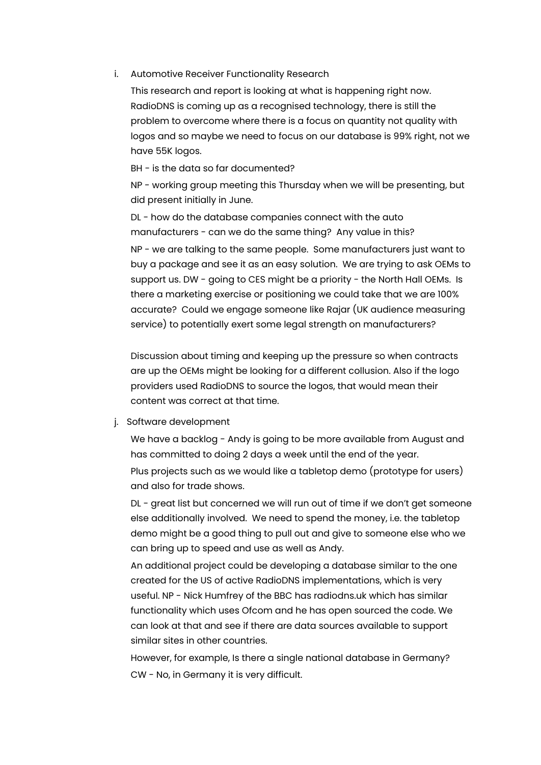i. Automotive Receiver Functionality Research

   This research and report is looking at what is happening right now. RadioDNS is coming up as a recognised technology, there is still the problem to overcome where there is a focus on quantity not quality with logos and so maybe we need to focus on our database is 99% right, not we have 55K logos.

   BH - is the data so far documented?

   NP - working group meeting this Thursday when we will be presenting, but did present initially in June.

   DL - how do the database companies connect with the auto manufacturers - can we do the same thing? Any value in this?

   NP - we are talking to the same people. Some manufacturers just want to buy a package and see it as an easy solution. We are trying to ask OEMs to support us. DW - going to CES might be a priority - the North Hall OEMs. Is there a marketing exercise or positioning we could take that we are 100% accurate? Could we engage someone like Rajar (UK audience measuring service) to potentially exert some legal strength on manufacturers?

   Discussion about timing and keeping up the pressure so when contracts are up the OEMs might be looking for a different collusion. Also if the logo providers used RadioDNS to source the logos, that would mean their content was correct at that time.

j. Software development

   We have a backlog - Andy is going to be more available from August and has committed to doing 2 days a week until the end of the year.

   Plus projects such as we would like a tabletop demo (prototype for users) and also for trade shows.

   DL - great list but concerned we will run out of time if we don't get someone else additionally involved. We need to spend the money, i.e. the tabletop demo might be a good thing to pull out and give to someone else who we can bring up to speed and use as well as Andy.

   An additional project could be developing a database similar to the one created for the US of active RadioDNS implementations, which is very useful. NP - Nick Humfrey of the BBC has radiodns.uk which has similar functionality which uses Ofcom and he has open sourced the code. We can look at that and see if there are data sources available to support similar sites in other countries.

   However, for example, Is there a single national database in Germany?

   CW - No, in Germany it is very difficult.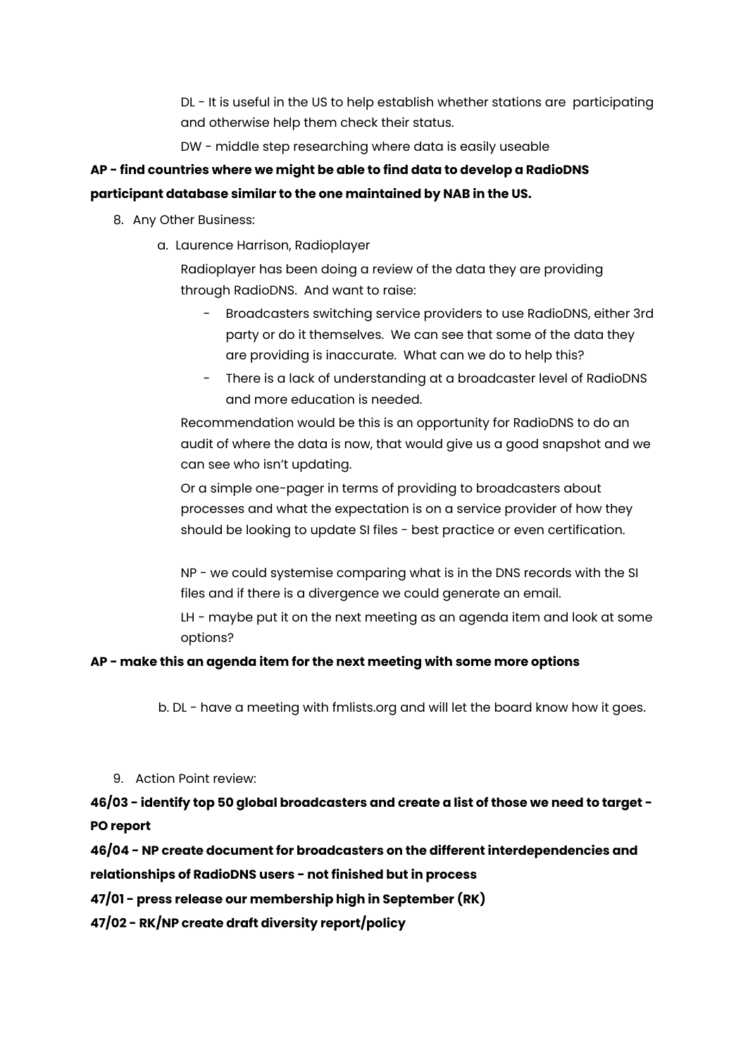DL - It is useful in the US to help establish whether stations are participating and otherwise help them check their status.

DW - middle step researching where data is easily useable

**AP - find countries where we might be able to find data to develop a RadioDNS participant database similar to the one maintained by NAB in the US.**

8. Any Other Business:
    a. Laurence Harrison, Radioplayer

    Radioplayer has been doing a review of the data they are providing through RadioDNS. And want to raise:

    - Broadcasters switching service providers to use RadioDNS, either 3rd party or do it themselves. We can see that some of the data they are providing is inaccurate. What can we do to help this?
    - There is a lack of understanding at a broadcaster level of RadioDNS and more education is needed.

    Recommendation would be this is an opportunity for RadioDNS to do an audit of where the data is now, that would give us a good snapshot and we can see who isn't updating.

    Or a simple one-pager in terms of providing to broadcasters about processes and what the expectation is on a service provider of how they should be looking to update SI files - best practice or even certification.

    NP - we could systemise comparing what is in the DNS records with the SI files and if there is a divergence we could generate an email.

    LH - maybe put it on the next meeting as an agenda item and look at some options?

**AP - make this an agenda item for the next meeting with some more options**

b. DL - have a meeting with fmlists.org and will let the board know how it goes.

9. Action Point review:

**46/03 - identify top 50 global broadcasters and create a list of those we need to target - PO report**

**46/04 - NP create document for broadcasters on the different interdependencies and relationships of RadioDNS users - not finished but in process**

**47/01 - press release our membership high in September (RK)**

**47/02 - RK/NP create draft diversity report/policy**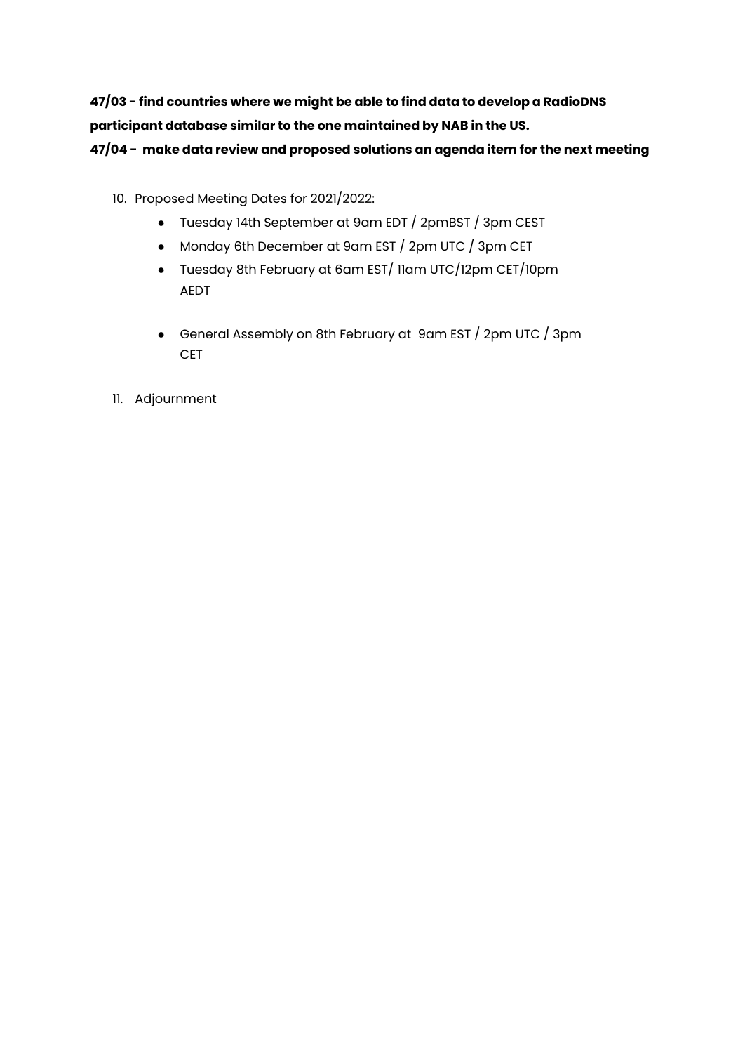**47/03 - find countries where we might be able to find data to develop a RadioDNS participant database similar to the one maintained by NAB in the US.**

**47/04 - make data review and proposed solutions an agenda item for the next meeting**

10. Proposed Meeting Dates for 2021/2022:
    - Tuesday 14th September at 9am EDT / 2pmBST / 3pm CEST
    - Monday 6th December at 9am EST / 2pm UTC / 3pm CET
    - Tuesday 8th February at 6am EST/ 11am UTC/12pm CET/10pm AEDT
    - General Assembly on 8th February at 9am EST / 2pm UTC / 3pm CET
11. Adjournment